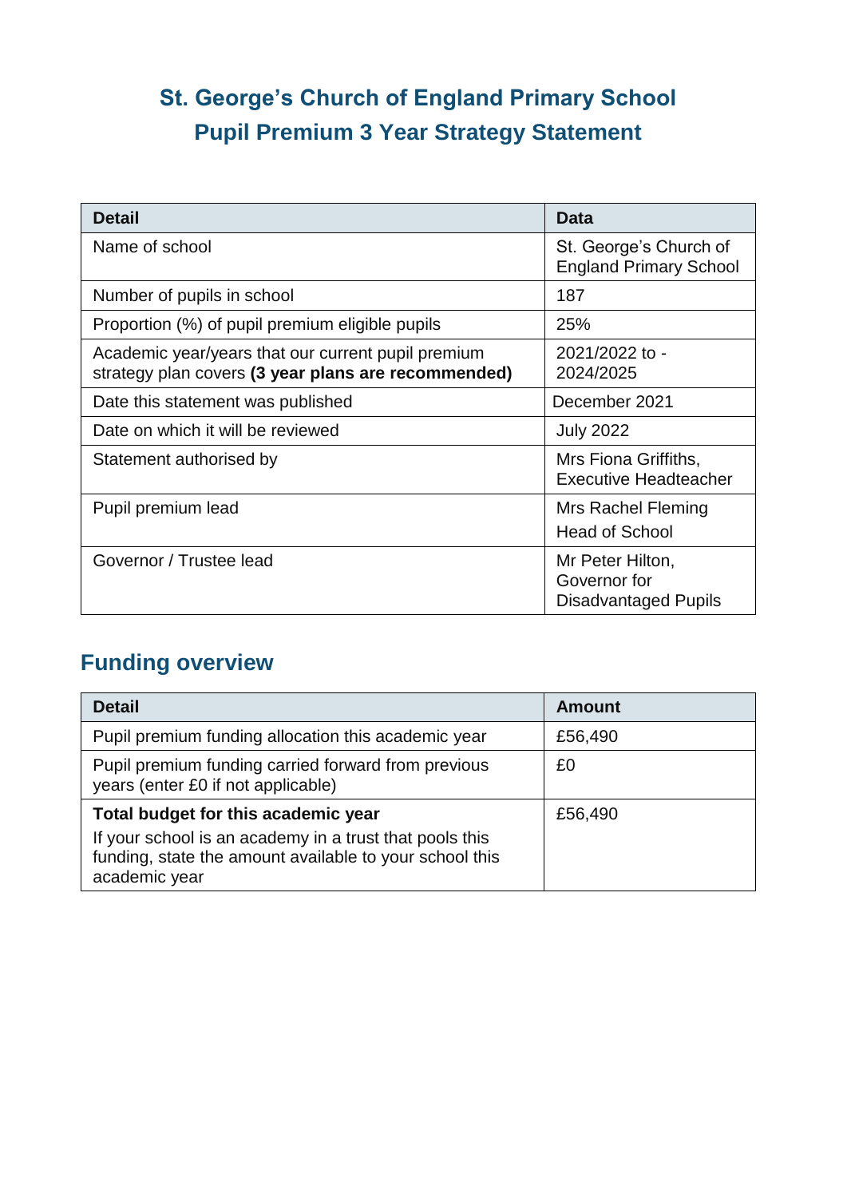# St. George's Church of England Primary School
# Pupil Premium 3 Year Strategy Statement

| Detail | Data |
|---|---|
| Name of school | St. George's Church of England Primary School |
| Number of pupils in school | 187 |
| Proportion (%) of pupil premium eligible pupils | 25% |
| Academic year/years that our current pupil premium strategy plan covers **(3 year plans are recommended)** | 2021/2022 to - 2024/2025 |
| Date this statement was published | December 2021 |
| Date on which it will be reviewed | July 2022 |
| Statement authorised by | Mrs Fiona Griffiths, Executive Headteacher |
| Pupil premium lead | Mrs Rachel Fleming Head of School |
| Governor / Trustee lead | Mr Peter Hilton, Governor for Disadvantaged Pupils |

## Funding overview

| Detail | Amount |
|---|---|
| Pupil premium funding allocation this academic year | £56,490 |
| Pupil premium funding carried forward from previous years (enter £0 if not applicable) | £0 |
| **Total budget for this academic year** If your school is an academy in a trust that pools this funding, state the amount available to your school this academic year | £56,490 |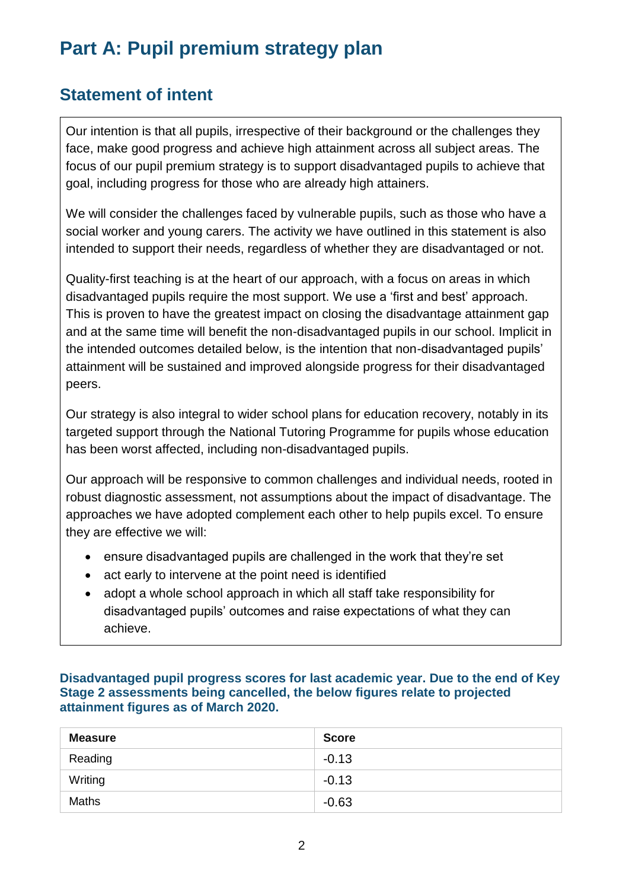# Part A: Pupil premium strategy plan

## Statement of intent

Our intention is that all pupils, irrespective of their background or the challenges they face, make good progress and achieve high attainment across all subject areas. The focus of our pupil premium strategy is to support disadvantaged pupils to achieve that goal, including progress for those who are already high attainers.

We will consider the challenges faced by vulnerable pupils, such as those who have a social worker and young carers. The activity we have outlined in this statement is also intended to support their needs, regardless of whether they are disadvantaged or not.

Quality-first teaching is at the heart of our approach, with a focus on areas in which disadvantaged pupils require the most support. We use a 'first and best' approach. This is proven to have the greatest impact on closing the disadvantage attainment gap and at the same time will benefit the non-disadvantaged pupils in our school. Implicit in the intended outcomes detailed below, is the intention that non-disadvantaged pupils' attainment will be sustained and improved alongside progress for their disadvantaged peers.

Our strategy is also integral to wider school plans for education recovery, notably in its targeted support through the National Tutoring Programme for pupils whose education has been worst affected, including non-disadvantaged pupils.

Our approach will be responsive to common challenges and individual needs, rooted in robust diagnostic assessment, not assumptions about the impact of disadvantage. The approaches we have adopted complement each other to help pupils excel. To ensure they are effective we will:

- ensure disadvantaged pupils are challenged in the work that they're set
- act early to intervene at the point need is identified
- adopt a whole school approach in which all staff take responsibility for disadvantaged pupils' outcomes and raise expectations of what they can achieve.

**Disadvantaged pupil progress scores for last academic year. Due to the end of Key Stage 2 assessments being cancelled, the below figures relate to projected attainment figures as of March 2020.**

| Measure | Score |
| --- | --- |
| Reading | -0.13 |
| Writing | -0.13 |
| Maths | -0.63 |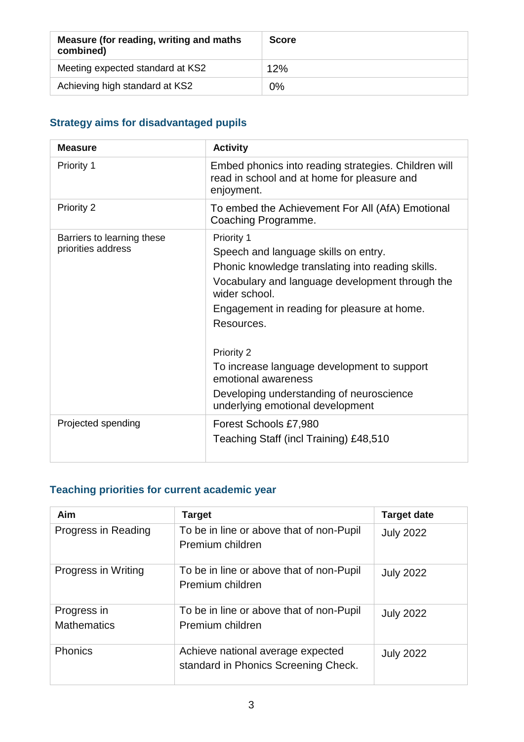| Measure (for reading, writing and maths combined) | Score |
|---|---|
| Meeting expected standard at KS2 | 12% |
| Achieving high standard at KS2 | 0% |

## Strategy aims for disadvantaged pupils

| Measure | Activity |
|---|---|
| Priority 1 | Embed phonics into reading strategies. Children will read in school and at home for pleasure and enjoyment. |
| Priority 2 | To embed the Achievement For All (AfA) Emotional Coaching Programme. |
| Barriers to learning these priorities address | Priority 1<br>Speech and language skills on entry.<br>Phonic knowledge translating into reading skills.<br>Vocabulary and language development through the wider school.<br>Engagement in reading for pleasure at home.<br>Resources.<br><br>Priority 2<br>To increase language development to support emotional awareness<br>Developing understanding of neuroscience underlying emotional development |
| Projected spending | Forest Schools £7,980<br>Teaching Staff (incl Training) £48,510 |

## Teaching priorities for current academic year

| Aim | Target | Target date |
|---|---|---|
| Progress in Reading | To be in line or above that of non-Pupil Premium children | July 2022 |
| Progress in Writing | To be in line or above that of non-Pupil Premium children | July 2022 |
| Progress in Mathematics | To be in line or above that of non-Pupil Premium children | July 2022 |
| Phonics | Achieve national average expected standard in Phonics Screening Check. | July 2022 |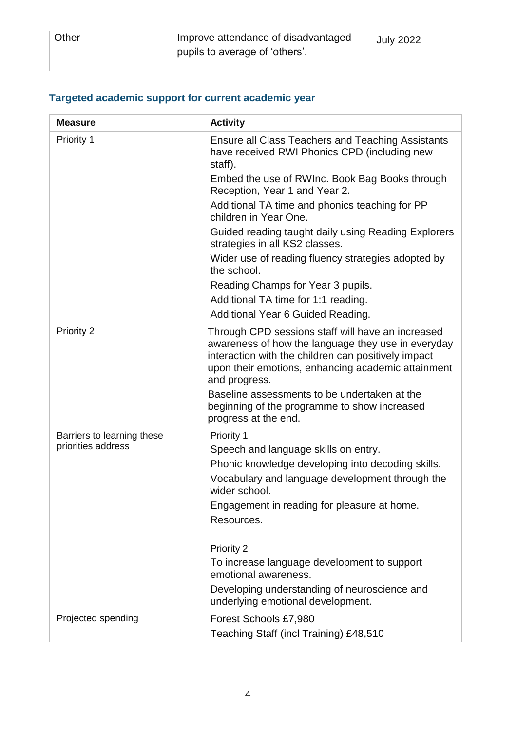| Other | Improve attendance of disadvantaged pupils to average of 'others'. | July 2022 |
|---|---|---|

### Targeted academic support for current academic year

| Measure | Activity |
|---|---|
| Priority 1 | Ensure all Class Teachers and Teaching Assistants have received RWI Phonics CPD (including new staff).<br>Embed the use of RWInc. Book Bag Books through Reception, Year 1 and Year 2.<br>Additional TA time and phonics teaching for PP children in Year One.<br>Guided reading taught daily using Reading Explorers strategies in all KS2 classes.<br>Wider use of reading fluency strategies adopted by the school.<br>Reading Champs for Year 3 pupils.<br>Additional TA time for 1:1 reading.<br>Additional Year 6 Guided Reading. |
| Priority 2 | Through CPD sessions staff will have an increased awareness of how the language they use in everyday interaction with the children can positively impact upon their emotions, enhancing academic attainment and progress.<br>Baseline assessments to be undertaken at the beginning of the programme to show increased progress at the end. |
| Barriers to learning these priorities address | Priority 1<br>Speech and language skills on entry.<br>Phonic knowledge developing into decoding skills.<br>Vocabulary and language development through the wider school.<br>Engagement in reading for pleasure at home.<br>Resources.<br><br>Priority 2<br>To increase language development to support emotional awareness.<br>Developing understanding of neuroscience and underlying emotional development. |
| Projected spending | Forest Schools £7,980<br>Teaching Staff (incl Training) £48,510 |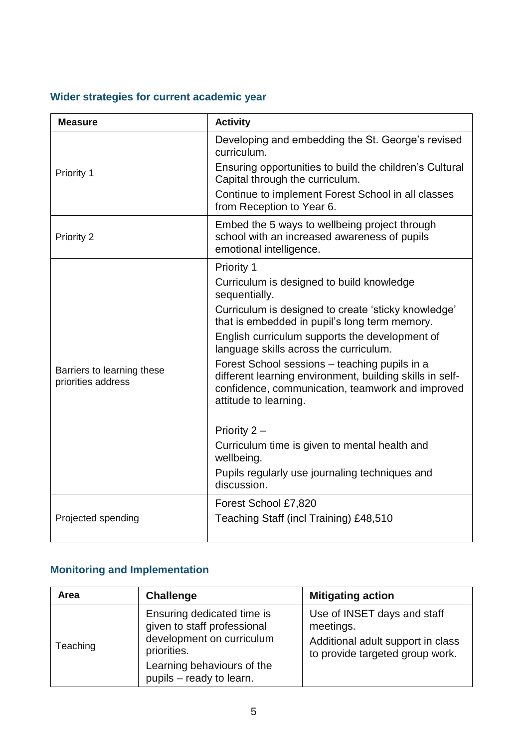## Wider strategies for current academic year

| Measure | Activity |
|---|---|
| Priority 1 | Developing and embedding the St. George's revised curriculum.<br>Ensuring opportunities to build the children's Cultural Capital through the curriculum.<br>Continue to implement Forest School in all classes from Reception to Year 6. |
| Priority 2 | Embed the 5 ways to wellbeing project through school with an increased awareness of pupils emotional intelligence. |
| Barriers to learning these priorities address | Priority 1<br>Curriculum is designed to build knowledge sequentially.<br>Curriculum is designed to create 'sticky knowledge' that is embedded in pupil's long term memory.<br>English curriculum supports the development of language skills across the curriculum.<br>Forest School sessions – teaching pupils in a different learning environment, building skills in self-confidence, communication, teamwork and improved attitude to learning.<br><br>Priority 2 –<br>Curriculum time is given to mental health and wellbeing.<br>Pupils regularly use journaling techniques and discussion. |
| Projected spending | Forest School £7,820<br>Teaching Staff (incl Training) £48,510 |

## Monitoring and Implementation

| Area | Challenge | Mitigating action |
|---|---|---|
| Teaching | Ensuring dedicated time is given to staff professional development on curriculum priorities.<br>Learning behaviours of the pupils – ready to learn. | Use of INSET days and staff meetings.<br>Additional adult support in class to provide targeted group work. |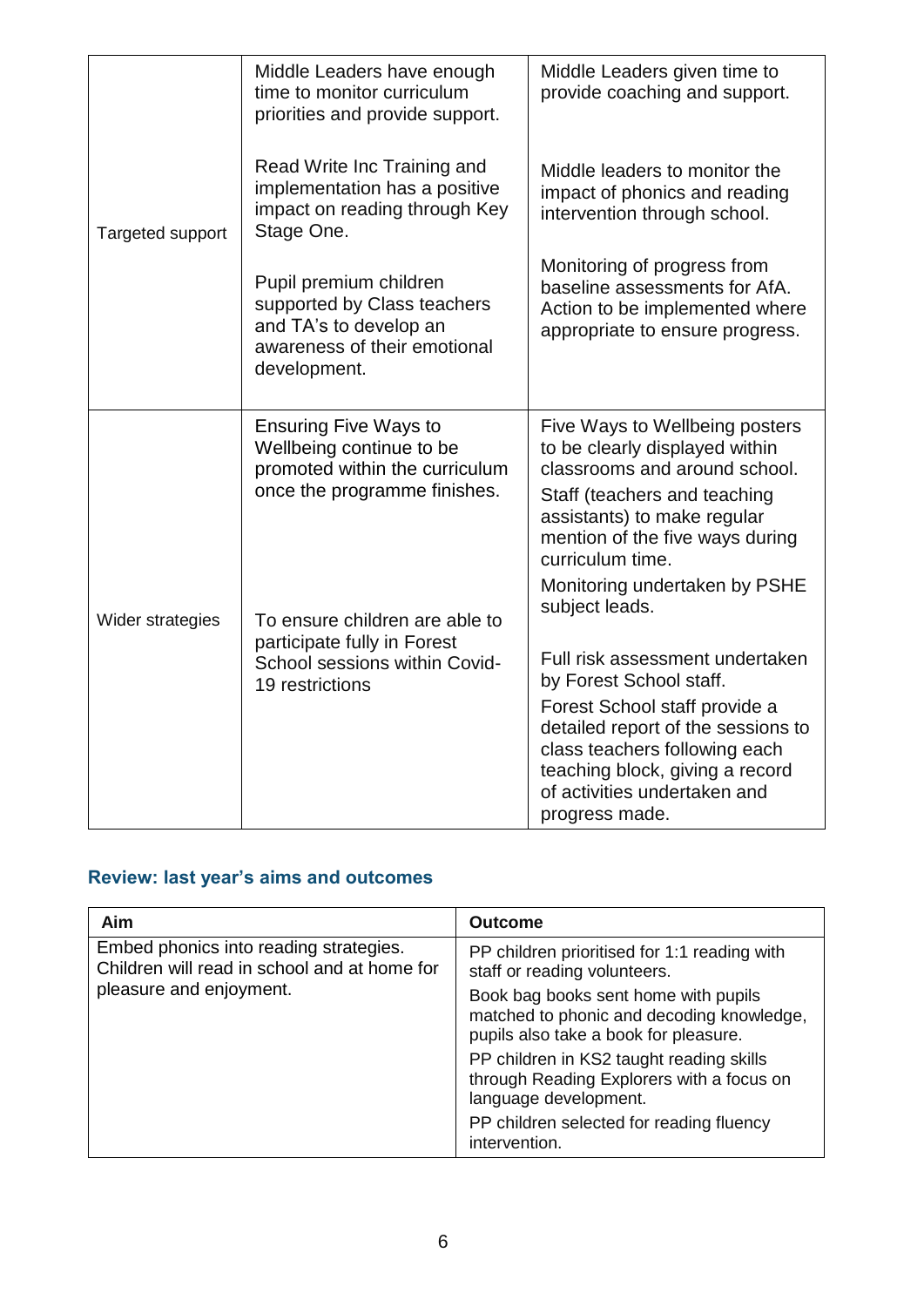| | | |
|---|---|---|
| Targeted support | Middle Leaders have enough time to monitor curriculum priorities and provide support.<br><br>Read Write Inc Training and implementation has a positive impact on reading through Key Stage One.<br><br>Pupil premium children supported by Class teachers and TA's to develop an awareness of their emotional development. | Middle Leaders given time to provide coaching and support.<br><br>Middle leaders to monitor the impact of phonics and reading intervention through school.<br><br>Monitoring of progress from baseline assessments for AfA. Action to be implemented where appropriate to ensure progress. |
| Wider strategies | Ensuring Five Ways to Wellbeing continue to be promoted within the curriculum once the programme finishes.<br><br>To ensure children are able to participate fully in Forest School sessions within Covid-19 restrictions | Five Ways to Wellbeing posters to be clearly displayed within classrooms and around school.<br>Staff (teachers and teaching assistants) to make regular mention of the five ways during curriculum time.<br>Monitoring undertaken by PSHE subject leads.<br><br>Full risk assessment undertaken by Forest School staff.<br>Forest School staff provide a detailed report of the sessions to class teachers following each teaching block, giving a record of activities undertaken and progress made. |

## Review: last year's aims and outcomes

| Aim | Outcome |
|---|---|
| Embed phonics into reading strategies. Children will read in school and at home for pleasure and enjoyment. | PP children prioritised for 1:1 reading with staff or reading volunteers.<br>Book bag books sent home with pupils matched to phonic and decoding knowledge, pupils also take a book for pleasure.<br>PP children in KS2 taught reading skills through Reading Explorers with a focus on language development.<br>PP children selected for reading fluency intervention. |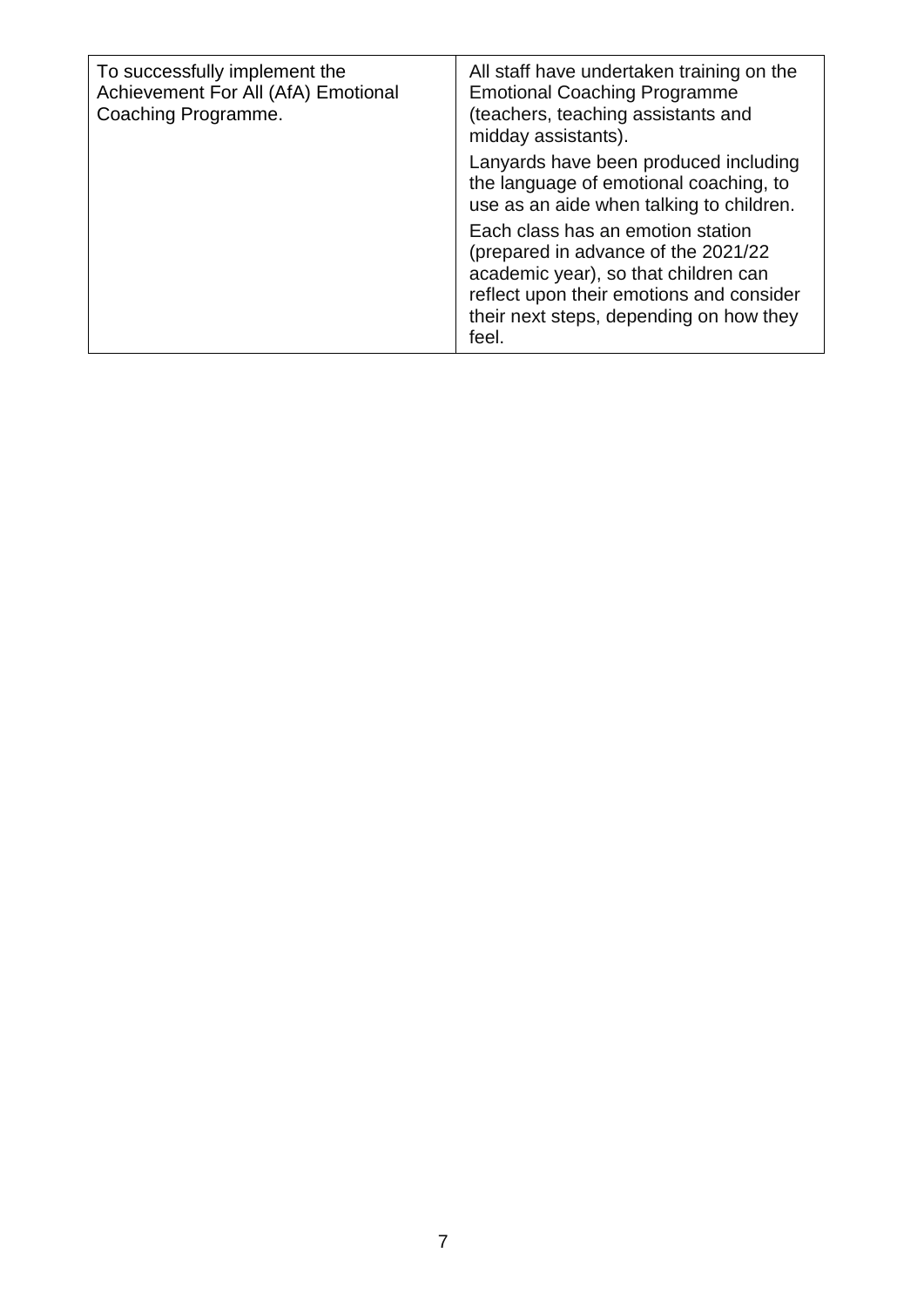| | |
|---|---|
| To successfully implement the Achievement For All (AfA) Emotional Coaching Programme. | All staff have undertaken training on the Emotional Coaching Programme (teachers, teaching assistants and midday assistants).<br><br>Lanyards have been produced including the language of emotional coaching, to use as an aide when talking to children.<br><br>Each class has an emotion station (prepared in advance of the 2021/22 academic year), so that children can reflect upon their emotions and consider their next steps, depending on how they feel. |